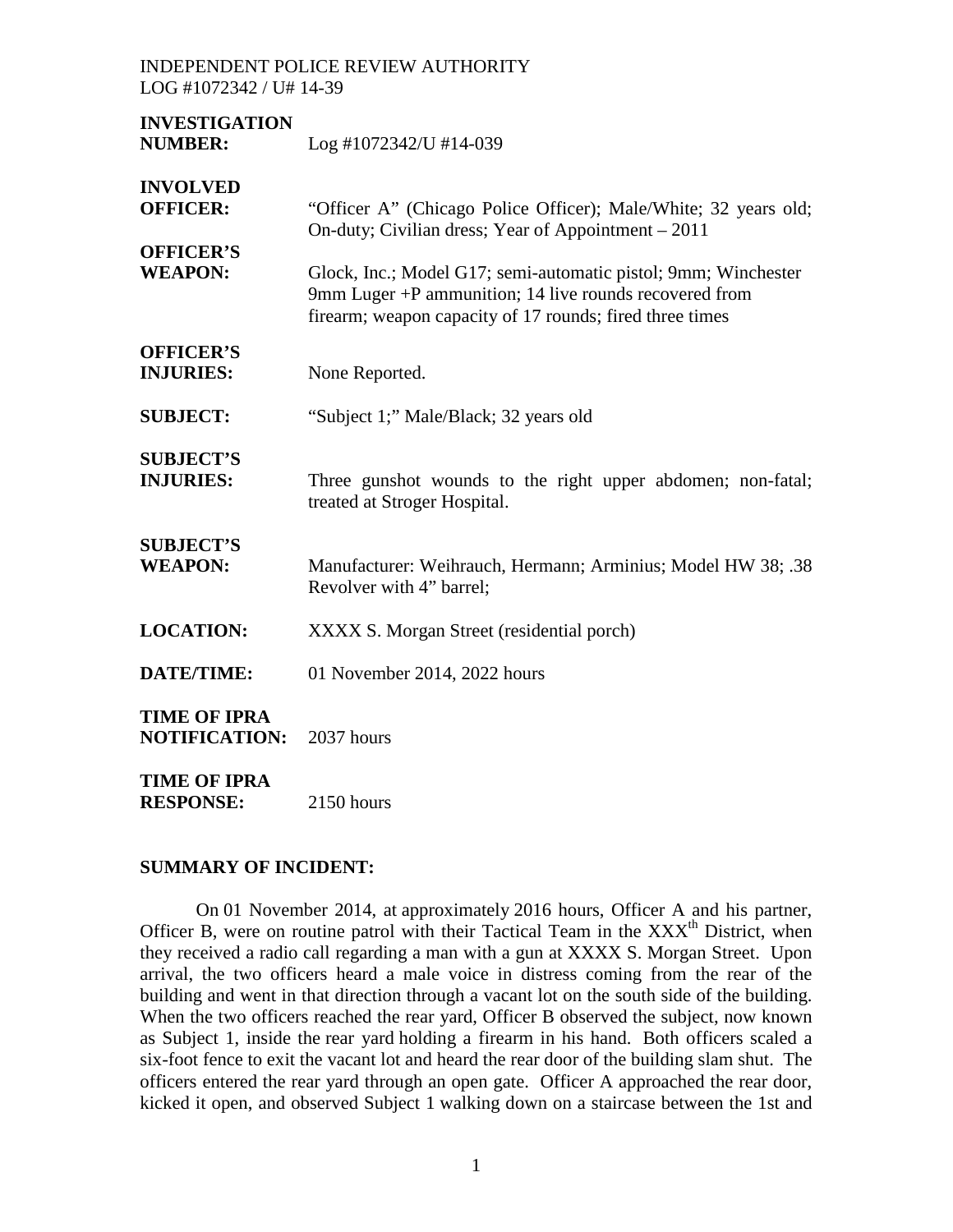INDEPENDENT POLICE REVIEW AUTHORITY
LOG #1072342 / U# 14-39

| | |
|---|---|
| **INVESTIGATION NUMBER:** | Log #1072342/U #14-039 |
| **INVOLVED OFFICER:** | "Officer A" (Chicago Police Officer); Male/White; 32 years old; On-duty; Civilian dress; Year of Appointment – 2011 |
| **OFFICER'S WEAPON:** | Glock, Inc.; Model G17; semi-automatic pistol; 9mm; Winchester 9mm Luger +P ammunition; 14 live rounds recovered from firearm; weapon capacity of 17 rounds; fired three times |
| **OFFICER'S INJURIES:** | None Reported. |
| **SUBJECT:** | "Subject 1;" Male/Black; 32 years old |
| **SUBJECT'S INJURIES:** | Three gunshot wounds to the right upper abdomen; non-fatal; treated at Stroger Hospital. |
| **SUBJECT'S WEAPON:** | Manufacturer: Weihrauch, Hermann; Arminius; Model HW 38; .38 Revolver with 4" barrel; |
| **LOCATION:** | XXXX S. Morgan Street (residential porch) |
| **DATE/TIME:** | 01 November 2014, 2022 hours |
| **TIME OF IPRA NOTIFICATION:** | 2037 hours |
| **TIME OF IPRA RESPONSE:** | 2150 hours |

## SUMMARY OF INCIDENT:

On 01 November 2014, at approximately 2016 hours, Officer A and his partner, Officer B, were on routine patrol with their Tactical Team in the XXX[th] District, when they received a radio call regarding a man with a gun at XXXX S. Morgan Street. Upon arrival, the two officers heard a male voice in distress coming from the rear of the building and went in that direction through a vacant lot on the south side of the building. When the two officers reached the rear yard, Officer B observed the subject, now known as Subject 1, inside the rear yard holding a firearm in his hand. Both officers scaled a six-foot fence to exit the vacant lot and heard the rear door of the building slam shut. The officers entered the rear yard through an open gate. Officer A approached the rear door, kicked it open, and observed Subject 1 walking down on a staircase between the 1st and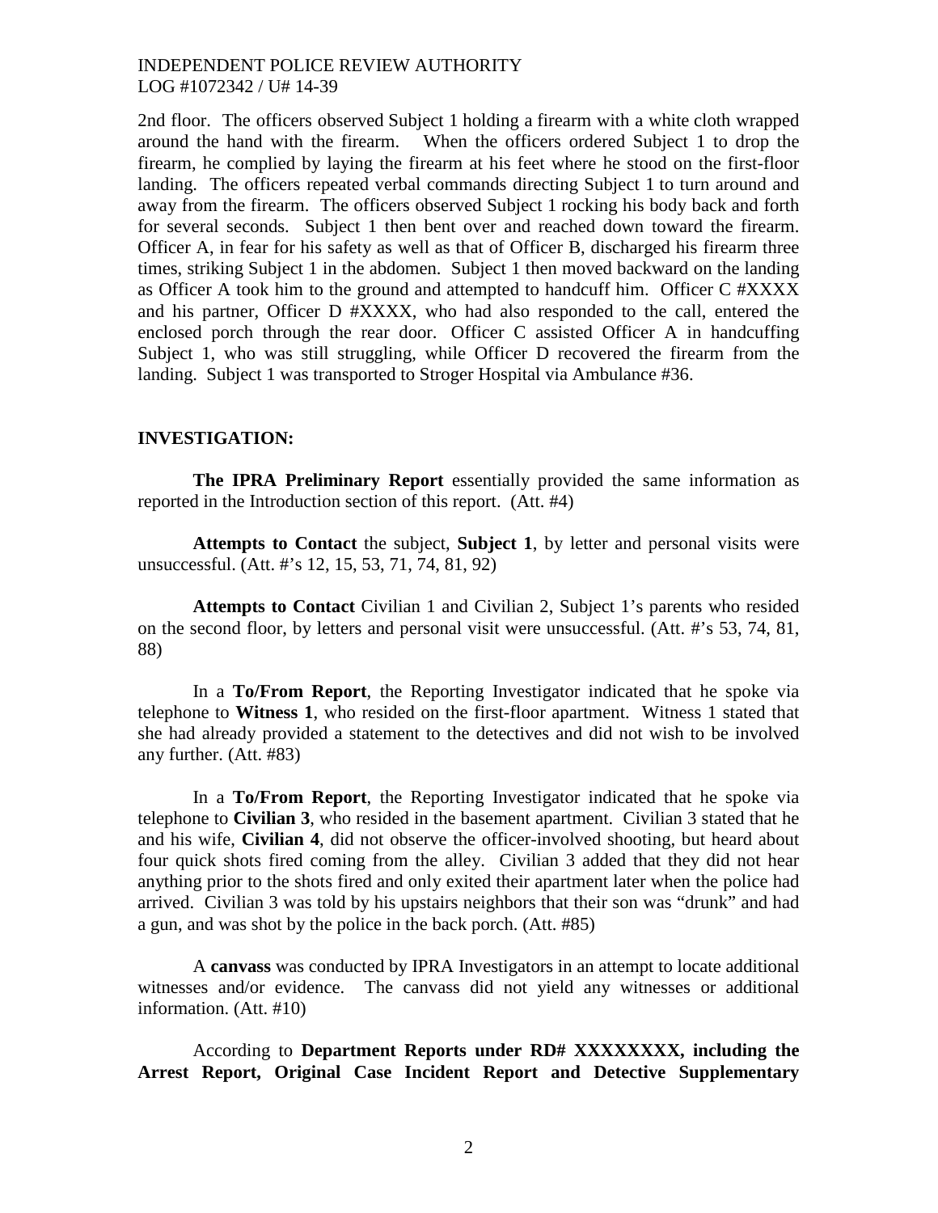2nd floor. The officers observed Subject 1 holding a firearm with a white cloth wrapped around the hand with the firearm. When the officers ordered Subject 1 to drop the firearm, he complied by laying the firearm at his feet where he stood on the first-floor landing. The officers repeated verbal commands directing Subject 1 to turn around and away from the firearm. The officers observed Subject 1 rocking his body back and forth for several seconds. Subject 1 then bent over and reached down toward the firearm. Officer A, in fear for his safety as well as that of Officer B, discharged his firearm three times, striking Subject 1 in the abdomen. Subject 1 then moved backward on the landing as Officer A took him to the ground and attempted to handcuff him. Officer C #XXXX and his partner, Officer D #XXXX, who had also responded to the call, entered the enclosed porch through the rear door. Officer C assisted Officer A in handcuffing Subject 1, who was still struggling, while Officer D recovered the firearm from the landing. Subject 1 was transported to Stroger Hospital via Ambulance #36.

## INVESTIGATION:

**The IPRA Preliminary Report** essentially provided the same information as reported in the Introduction section of this report. (Att. #4)

**Attempts to Contact** the subject, **Subject 1**, by letter and personal visits were unsuccessful. (Att. #'s 12, 15, 53, 71, 74, 81, 92)

**Attempts to Contact** Civilian 1 and Civilian 2, Subject 1's parents who resided on the second floor, by letters and personal visit were unsuccessful. (Att. #'s 53, 74, 81, 88)

In a **To/From Report**, the Reporting Investigator indicated that he spoke via telephone to **Witness 1**, who resided on the first-floor apartment. Witness 1 stated that she had already provided a statement to the detectives and did not wish to be involved any further. (Att. #83)

In a **To/From Report**, the Reporting Investigator indicated that he spoke via telephone to **Civilian 3**, who resided in the basement apartment. Civilian 3 stated that he and his wife, **Civilian 4**, did not observe the officer-involved shooting, but heard about four quick shots fired coming from the alley. Civilian 3 added that they did not hear anything prior to the shots fired and only exited their apartment later when the police had arrived. Civilian 3 was told by his upstairs neighbors that their son was "drunk" and had a gun, and was shot by the police in the back porch. (Att. #85)

A **canvass** was conducted by IPRA Investigators in an attempt to locate additional witnesses and/or evidence. The canvass did not yield any witnesses or additional information. (Att. #10)

According to **Department Reports under RD# XXXXXXXX, including the Arrest Report, Original Case Incident Report and Detective Supplementary**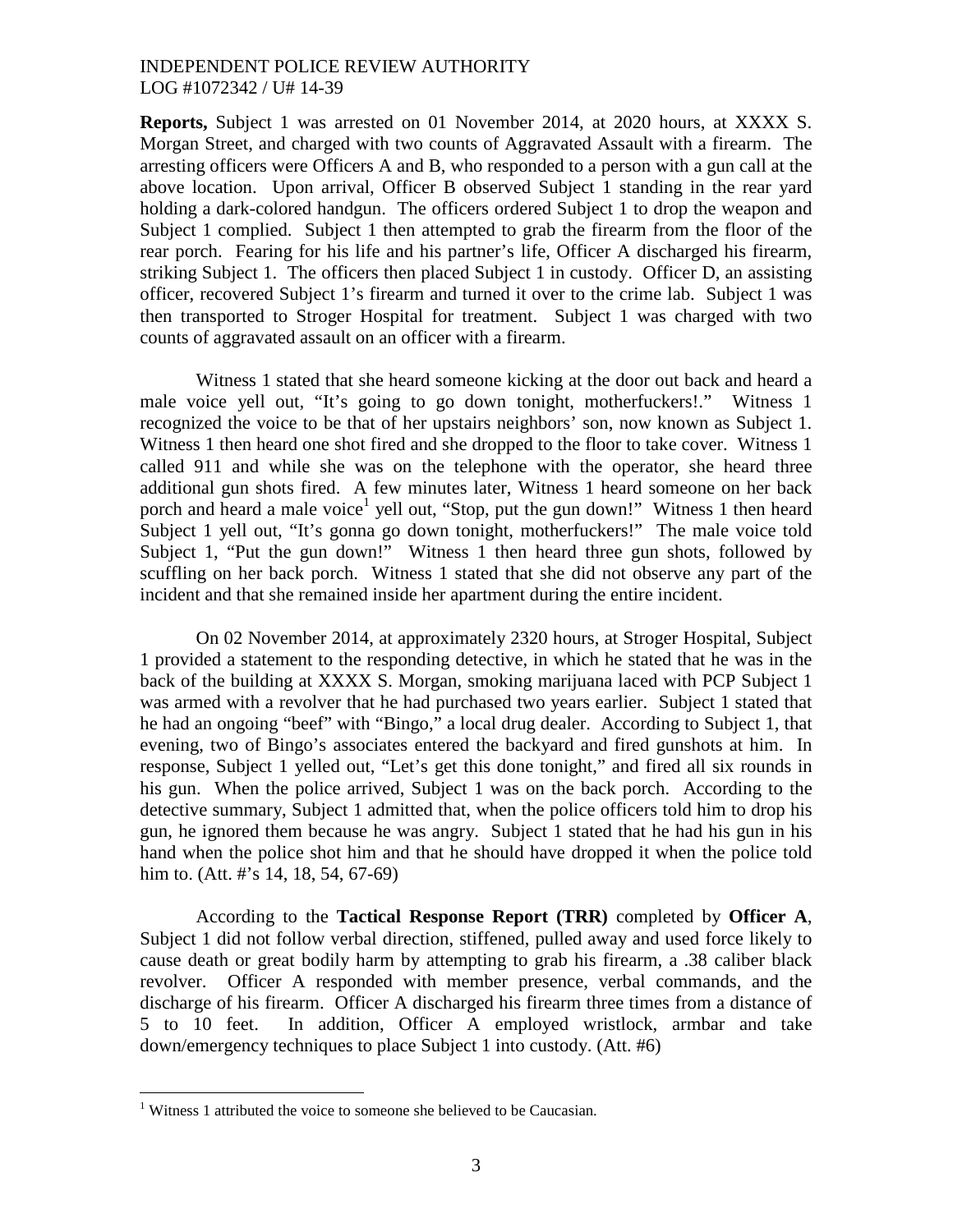**Reports,** Subject 1 was arrested on 01 November 2014, at 2020 hours, at XXXX S. Morgan Street, and charged with two counts of Aggravated Assault with a firearm. The arresting officers were Officers A and B, who responded to a person with a gun call at the above location. Upon arrival, Officer B observed Subject 1 standing in the rear yard holding a dark-colored handgun. The officers ordered Subject 1 to drop the weapon and Subject 1 complied. Subject 1 then attempted to grab the firearm from the floor of the rear porch. Fearing for his life and his partner's life, Officer A discharged his firearm, striking Subject 1. The officers then placed Subject 1 in custody. Officer D, an assisting officer, recovered Subject 1's firearm and turned it over to the crime lab. Subject 1 was then transported to Stroger Hospital for treatment. Subject 1 was charged with two counts of aggravated assault on an officer with a firearm.

Witness 1 stated that she heard someone kicking at the door out back and heard a male voice yell out, "It's going to go down tonight, motherfuckers!." Witness 1 recognized the voice to be that of her upstairs neighbors' son, now known as Subject 1. Witness 1 then heard one shot fired and she dropped to the floor to take cover. Witness 1 called 911 and while she was on the telephone with the operator, she heard three additional gun shots fired. A few minutes later, Witness 1 heard someone on her back porch and heard a male voice[1] yell out, "Stop, put the gun down!" Witness 1 then heard Subject 1 yell out, "It's gonna go down tonight, motherfuckers!" The male voice told Subject 1, "Put the gun down!" Witness 1 then heard three gun shots, followed by scuffling on her back porch. Witness 1 stated that she did not observe any part of the incident and that she remained inside her apartment during the entire incident.

On 02 November 2014, at approximately 2320 hours, at Stroger Hospital, Subject 1 provided a statement to the responding detective, in which he stated that he was in the back of the building at XXXX S. Morgan, smoking marijuana laced with PCP Subject 1 was armed with a revolver that he had purchased two years earlier. Subject 1 stated that he had an ongoing "beef" with "Bingo," a local drug dealer. According to Subject 1, that evening, two of Bingo's associates entered the backyard and fired gunshots at him. In response, Subject 1 yelled out, "Let's get this done tonight," and fired all six rounds in his gun. When the police arrived, Subject 1 was on the back porch. According to the detective summary, Subject 1 admitted that, when the police officers told him to drop his gun, he ignored them because he was angry. Subject 1 stated that he had his gun in his hand when the police shot him and that he should have dropped it when the police told him to. (Att. #'s 14, 18, 54, 67-69)

According to the **Tactical Response Report (TRR)** completed by **Officer A**, Subject 1 did not follow verbal direction, stiffened, pulled away and used force likely to cause death or great bodily harm by attempting to grab his firearm, a .38 caliber black revolver. Officer A responded with member presence, verbal commands, and the discharge of his firearm. Officer A discharged his firearm three times from a distance of 5 to 10 feet. In addition, Officer A employed wristlock, armbar and take down/emergency techniques to place Subject 1 into custody. (Att. #6)

---

[1] Witness 1 attributed the voice to someone she believed to be Caucasian.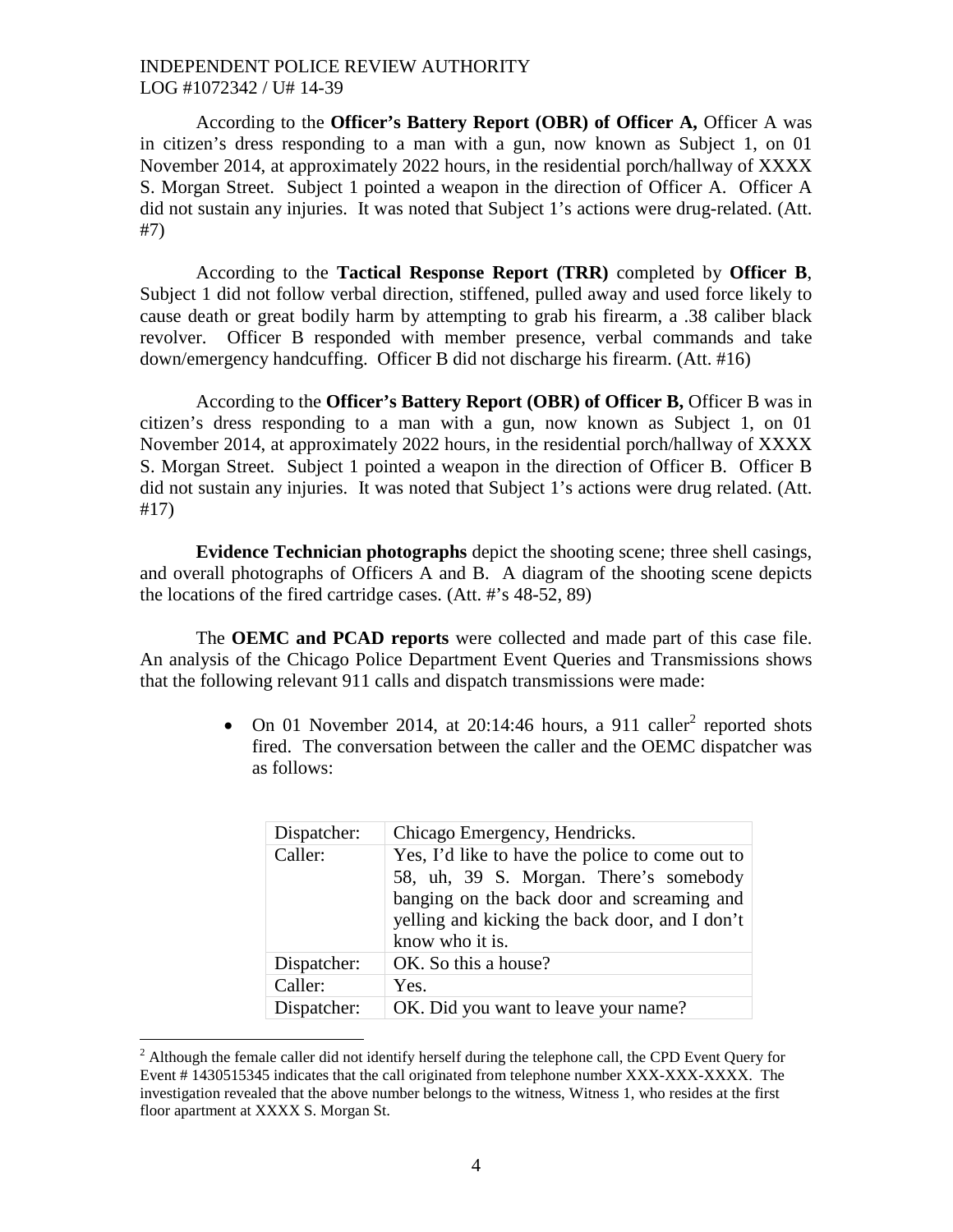INDEPENDENT POLICE REVIEW AUTHORITY
LOG #1072342 / U# 14-39

According to the **Officer's Battery Report (OBR) of Officer A,** Officer A was in citizen's dress responding to a man with a gun, now known as Subject 1, on 01 November 2014, at approximately 2022 hours, in the residential porch/hallway of XXXX S. Morgan Street. Subject 1 pointed a weapon in the direction of Officer A. Officer A did not sustain any injuries. It was noted that Subject 1's actions were drug-related. (Att. #7)

According to the **Tactical Response Report (TRR)** completed by **Officer B**, Subject 1 did not follow verbal direction, stiffened, pulled away and used force likely to cause death or great bodily harm by attempting to grab his firearm, a .38 caliber black revolver. Officer B responded with member presence, verbal commands and take down/emergency handcuffing. Officer B did not discharge his firearm. (Att. #16)

According to the **Officer's Battery Report (OBR) of Officer B,** Officer B was in citizen's dress responding to a man with a gun, now known as Subject 1, on 01 November 2014, at approximately 2022 hours, in the residential porch/hallway of XXXX S. Morgan Street. Subject 1 pointed a weapon in the direction of Officer B. Officer B did not sustain any injuries. It was noted that Subject 1's actions were drug related. (Att. #17)

**Evidence Technician photographs** depict the shooting scene; three shell casings, and overall photographs of Officers A and B. A diagram of the shooting scene depicts the locations of the fired cartridge cases. (Att. #'s 48-52, 89)

The **OEMC and PCAD reports** were collected and made part of this case file. An analysis of the Chicago Police Department Event Queries and Transmissions shows that the following relevant 911 calls and dispatch transmissions were made:

- On 01 November 2014, at 20:14:46 hours, a 911 caller[2] reported shots fired. The conversation between the caller and the OEMC dispatcher was as follows:

| | |
|---|---|
| Dispatcher: | Chicago Emergency, Hendricks. |
| Caller: | Yes, I'd like to have the police to come out to 58, uh, 39 S. Morgan. There's somebody banging on the back door and screaming and yelling and kicking the back door, and I don't know who it is. |
| Dispatcher: | OK. So this a house? |
| Caller: | Yes. |
| Dispatcher: | OK. Did you want to leave your name? |

[2] Although the female caller did not identify herself during the telephone call, the CPD Event Query for Event # 1430515345 indicates that the call originated from telephone number XXX-XXX-XXXX. The investigation revealed that the above number belongs to the witness, Witness 1, who resides at the first floor apartment at XXXX S. Morgan St.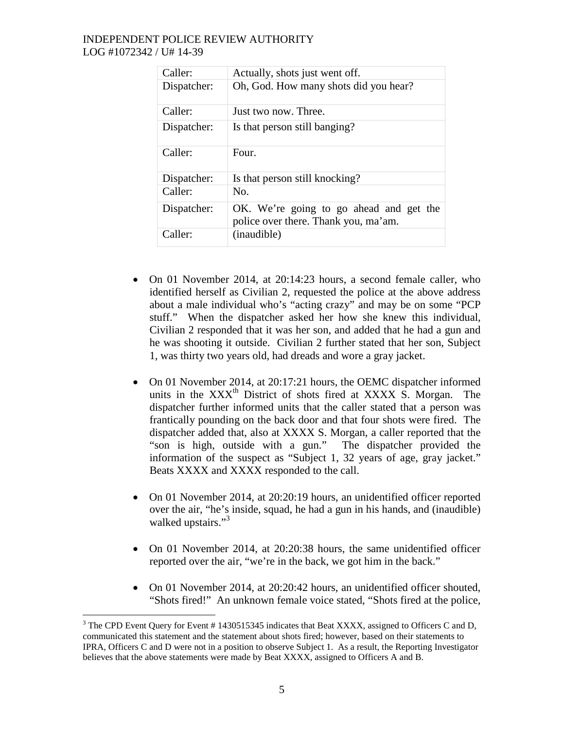| Caller: | Actually, shots just went off. |
|---|---|
| Dispatcher: | Oh, God. How many shots did you hear? |
| Caller: | Just two now. Three. |
| Dispatcher: | Is that person still banging? |
| Caller: | Four. |
| Dispatcher: | Is that person still knocking? |
| Caller: | No. |
| Dispatcher: | OK. We're going to go ahead and get the police over there. Thank you, ma'am. |
| Caller: | (inaudible) |

- On 01 November 2014, at 20:14:23 hours, a second female caller, who identified herself as Civilian 2, requested the police at the above address about a male individual who's "acting crazy" and may be on some "PCP stuff." When the dispatcher asked her how she knew this individual, Civilian 2 responded that it was her son, and added that he had a gun and he was shooting it outside. Civilian 2 further stated that her son, Subject 1, was thirty two years old, had dreads and wore a gray jacket.

- On 01 November 2014, at 20:17:21 hours, the OEMC dispatcher informed units in the XXX[th] District of shots fired at XXXX S. Morgan. The dispatcher further informed units that the caller stated that a person was frantically pounding on the back door and that four shots were fired. The dispatcher added that, also at XXXX S. Morgan, a caller reported that the "son is high, outside with a gun." The dispatcher provided the information of the suspect as "Subject 1, 32 years of age, gray jacket." Beats XXXX and XXXX responded to the call.

- On 01 November 2014, at 20:20:19 hours, an unidentified officer reported over the air, "he's inside, squad, he had a gun in his hands, and (inaudible) walked upstairs."[3]

- On 01 November 2014, at 20:20:38 hours, the same unidentified officer reported over the air, "we're in the back, we got him in the back."

- On 01 November 2014, at 20:20:42 hours, an unidentified officer shouted, "Shots fired!" An unknown female voice stated, "Shots fired at the police,

[3] The CPD Event Query for Event # 1430515345 indicates that Beat XXXX, assigned to Officers C and D, communicated this statement and the statement about shots fired; however, based on their statements to IPRA, Officers C and D were not in a position to observe Subject 1. As a result, the Reporting Investigator believes that the above statements were made by Beat XXXX, assigned to Officers A and B.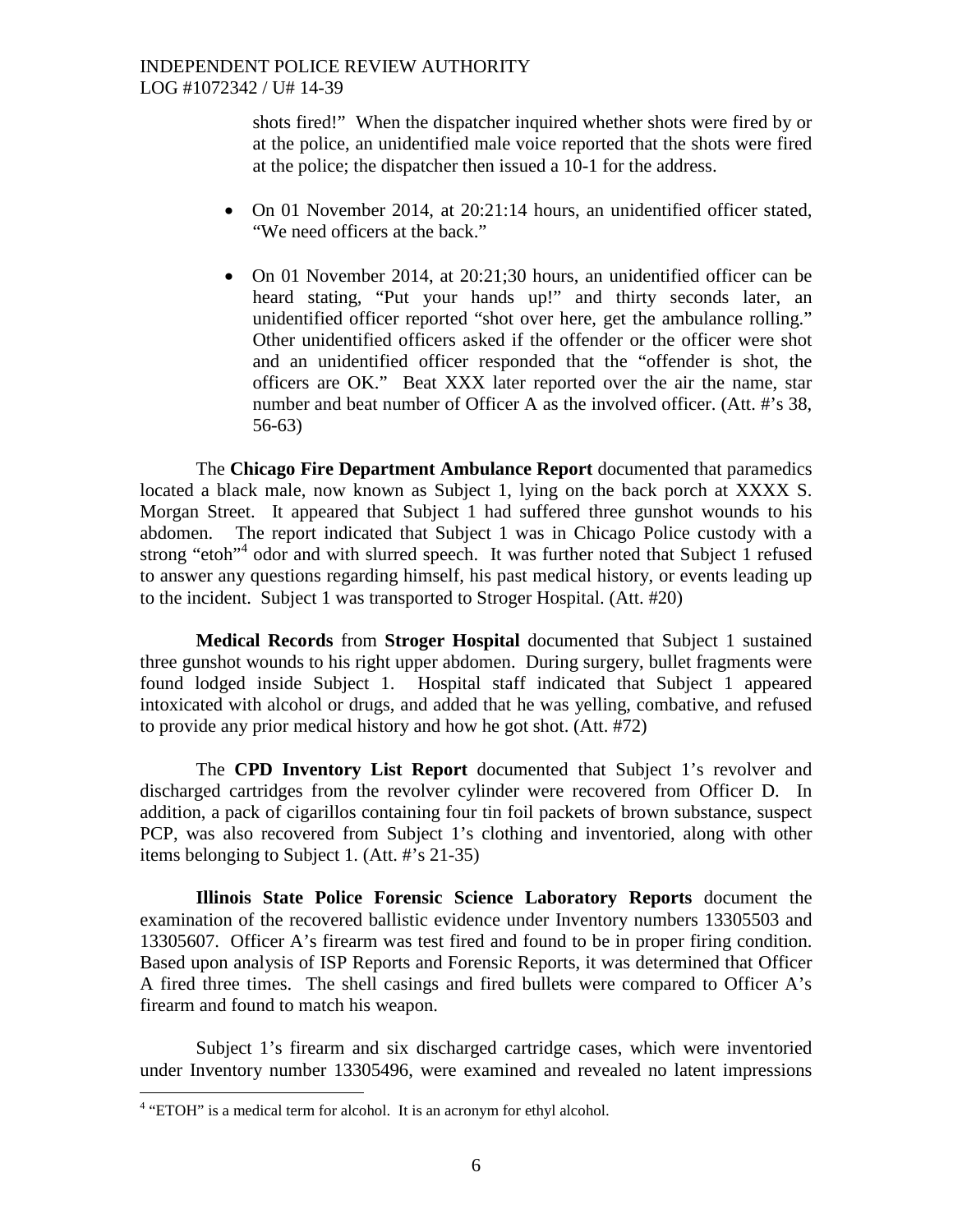shots fired!" When the dispatcher inquired whether shots were fired by or at the police, an unidentified male voice reported that the shots were fired at the police; the dispatcher then issued a 10-1 for the address.

- On 01 November 2014, at 20:21:14 hours, an unidentified officer stated, "We need officers at the back."
- On 01 November 2014, at 20:21;30 hours, an unidentified officer can be heard stating, "Put your hands up!" and thirty seconds later, an unidentified officer reported "shot over here, get the ambulance rolling." Other unidentified officers asked if the offender or the officer were shot and an unidentified officer responded that the "offender is shot, the officers are OK." Beat XXX later reported over the air the name, star number and beat number of Officer A as the involved officer. (Att. #'s 38, 56-63)

The **Chicago Fire Department Ambulance Report** documented that paramedics located a black male, now known as Subject 1, lying on the back porch at XXXX S. Morgan Street. It appeared that Subject 1 had suffered three gunshot wounds to his abdomen. The report indicated that Subject 1 was in Chicago Police custody with a strong "etoh"[4] odor and with slurred speech. It was further noted that Subject 1 refused to answer any questions regarding himself, his past medical history, or events leading up to the incident. Subject 1 was transported to Stroger Hospital. (Att. #20)

**Medical Records** from **Stroger Hospital** documented that Subject 1 sustained three gunshot wounds to his right upper abdomen. During surgery, bullet fragments were found lodged inside Subject 1. Hospital staff indicated that Subject 1 appeared intoxicated with alcohol or drugs, and added that he was yelling, combative, and refused to provide any prior medical history and how he got shot. (Att. #72)

The **CPD Inventory List Report** documented that Subject 1's revolver and discharged cartridges from the revolver cylinder were recovered from Officer D. In addition, a pack of cigarillos containing four tin foil packets of brown substance, suspect PCP, was also recovered from Subject 1's clothing and inventoried, along with other items belonging to Subject 1. (Att. #'s 21-35)

**Illinois State Police Forensic Science Laboratory Reports** document the examination of the recovered ballistic evidence under Inventory numbers 13305503 and 13305607. Officer A's firearm was test fired and found to be in proper firing condition. Based upon analysis of ISP Reports and Forensic Reports, it was determined that Officer A fired three times. The shell casings and fired bullets were compared to Officer A's firearm and found to match his weapon.

Subject 1's firearm and six discharged cartridge cases, which were inventoried under Inventory number 13305496, were examined and revealed no latent impressions

[4] "ETOH" is a medical term for alcohol. It is an acronym for ethyl alcohol.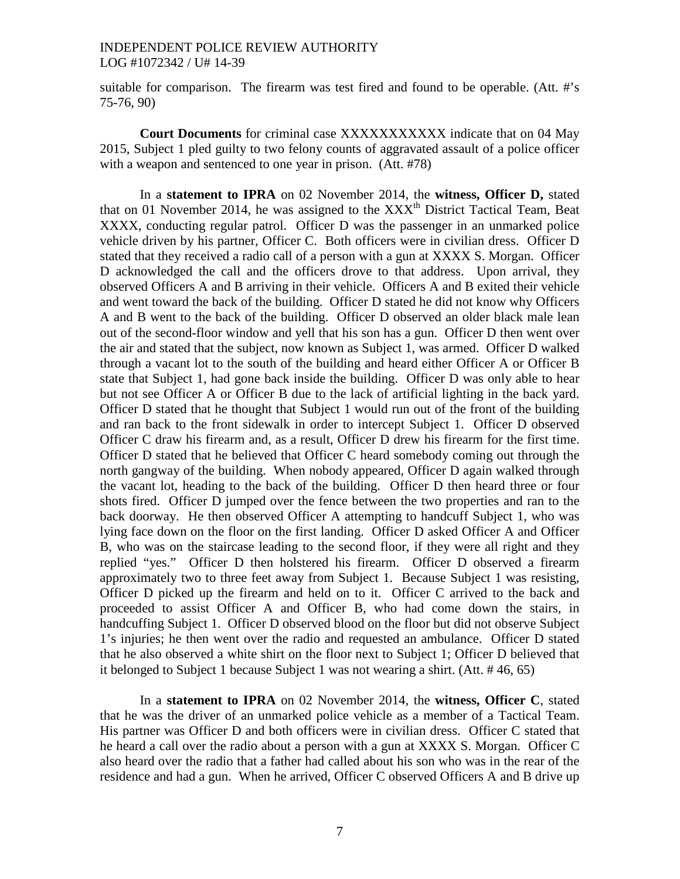suitable for comparison. The firearm was test fired and found to be operable. (Att. #'s 75-76, 90)

**Court Documents** for criminal case XXXXXXXXXXX indicate that on 04 May 2015, Subject 1 pled guilty to two felony counts of aggravated assault of a police officer with a weapon and sentenced to one year in prison. (Att. #78)

In a **statement to IPRA** on 02 November 2014, the **witness, Officer D,** stated that on 01 November 2014, he was assigned to the XXX[th] District Tactical Team, Beat XXXX, conducting regular patrol. Officer D was the passenger in an unmarked police vehicle driven by his partner, Officer C. Both officers were in civilian dress. Officer D stated that they received a radio call of a person with a gun at XXXX S. Morgan. Officer D acknowledged the call and the officers drove to that address. Upon arrival, they observed Officers A and B arriving in their vehicle. Officers A and B exited their vehicle and went toward the back of the building. Officer D stated he did not know why Officers A and B went to the back of the building. Officer D observed an older black male lean out of the second-floor window and yell that his son has a gun. Officer D then went over the air and stated that the subject, now known as Subject 1, was armed. Officer D walked through a vacant lot to the south of the building and heard either Officer A or Officer B state that Subject 1, had gone back inside the building. Officer D was only able to hear but not see Officer A or Officer B due to the lack of artificial lighting in the back yard. Officer D stated that he thought that Subject 1 would run out of the front of the building and ran back to the front sidewalk in order to intercept Subject 1. Officer D observed Officer C draw his firearm and, as a result, Officer D drew his firearm for the first time. Officer D stated that he believed that Officer C heard somebody coming out through the north gangway of the building. When nobody appeared, Officer D again walked through the vacant lot, heading to the back of the building. Officer D then heard three or four shots fired. Officer D jumped over the fence between the two properties and ran to the back doorway. He then observed Officer A attempting to handcuff Subject 1, who was lying face down on the floor on the first landing. Officer D asked Officer A and Officer B, who was on the staircase leading to the second floor, if they were all right and they replied "yes." Officer D then holstered his firearm. Officer D observed a firearm approximately two to three feet away from Subject 1. Because Subject 1 was resisting, Officer D picked up the firearm and held on to it. Officer C arrived to the back and proceeded to assist Officer A and Officer B, who had come down the stairs, in handcuffing Subject 1. Officer D observed blood on the floor but did not observe Subject 1's injuries; he then went over the radio and requested an ambulance. Officer D stated that he also observed a white shirt on the floor next to Subject 1; Officer D believed that it belonged to Subject 1 because Subject 1 was not wearing a shirt. (Att. # 46, 65)

In a **statement to IPRA** on 02 November 2014, the **witness, Officer C**, stated that he was the driver of an unmarked police vehicle as a member of a Tactical Team. His partner was Officer D and both officers were in civilian dress. Officer C stated that he heard a call over the radio about a person with a gun at XXXX S. Morgan. Officer C also heard over the radio that a father had called about his son who was in the rear of the residence and had a gun. When he arrived, Officer C observed Officers A and B drive up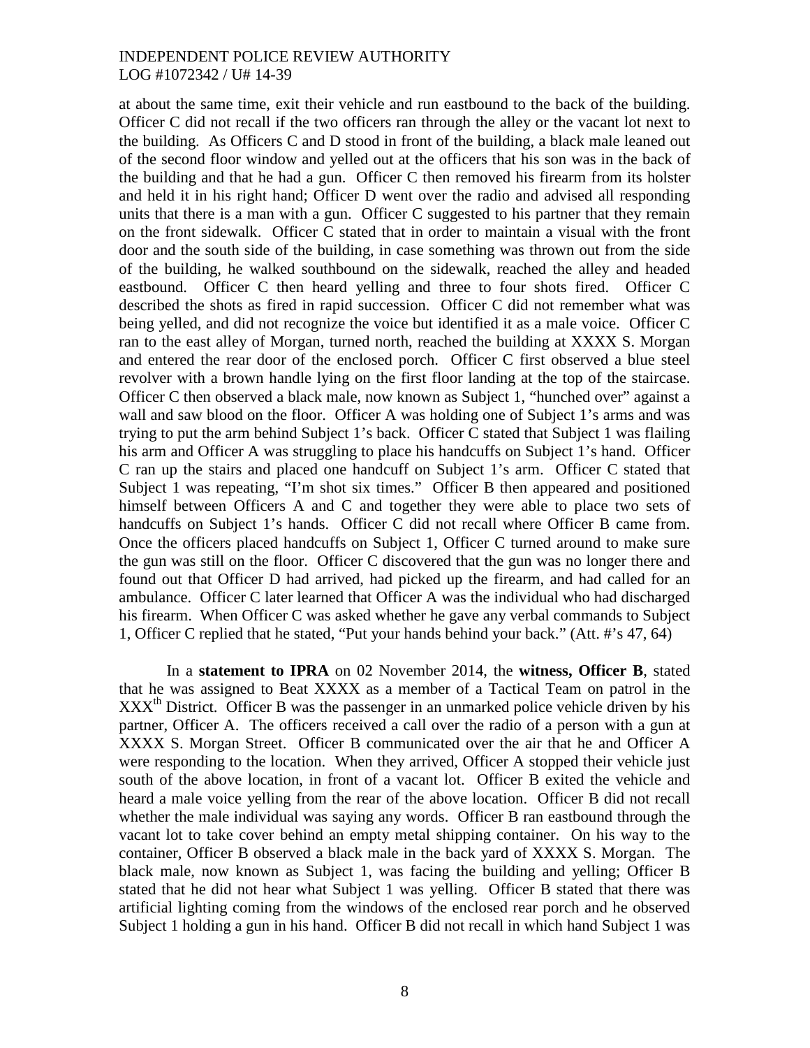at about the same time, exit their vehicle and run eastbound to the back of the building. Officer C did not recall if the two officers ran through the alley or the vacant lot next to the building. As Officers C and D stood in front of the building, a black male leaned out of the second floor window and yelled out at the officers that his son was in the back of the building and that he had a gun. Officer C then removed his firearm from its holster and held it in his right hand; Officer D went over the radio and advised all responding units that there is a man with a gun. Officer C suggested to his partner that they remain on the front sidewalk. Officer C stated that in order to maintain a visual with the front door and the south side of the building, in case something was thrown out from the side of the building, he walked southbound on the sidewalk, reached the alley and headed eastbound. Officer C then heard yelling and three to four shots fired. Officer C described the shots as fired in rapid succession. Officer C did not remember what was being yelled, and did not recognize the voice but identified it as a male voice. Officer C ran to the east alley of Morgan, turned north, reached the building at XXXX S. Morgan and entered the rear door of the enclosed porch. Officer C first observed a blue steel revolver with a brown handle lying on the first floor landing at the top of the staircase. Officer C then observed a black male, now known as Subject 1, "hunched over" against a wall and saw blood on the floor. Officer A was holding one of Subject 1's arms and was trying to put the arm behind Subject 1's back. Officer C stated that Subject 1 was flailing his arm and Officer A was struggling to place his handcuffs on Subject 1's hand. Officer C ran up the stairs and placed one handcuff on Subject 1's arm. Officer C stated that Subject 1 was repeating, "I'm shot six times." Officer B then appeared and positioned himself between Officers A and C and together they were able to place two sets of handcuffs on Subject 1's hands. Officer C did not recall where Officer B came from. Once the officers placed handcuffs on Subject 1, Officer C turned around to make sure the gun was still on the floor. Officer C discovered that the gun was no longer there and found out that Officer D had arrived, had picked up the firearm, and had called for an ambulance. Officer C later learned that Officer A was the individual who had discharged his firearm. When Officer C was asked whether he gave any verbal commands to Subject 1, Officer C replied that he stated, "Put your hands behind your back." (Att. #'s 47, 64)

In a **statement to IPRA** on 02 November 2014, the **witness, Officer B**, stated that he was assigned to Beat XXXX as a member of a Tactical Team on patrol in the XXX[th] District. Officer B was the passenger in an unmarked police vehicle driven by his partner, Officer A. The officers received a call over the radio of a person with a gun at XXXX S. Morgan Street. Officer B communicated over the air that he and Officer A were responding to the location. When they arrived, Officer A stopped their vehicle just south of the above location, in front of a vacant lot. Officer B exited the vehicle and heard a male voice yelling from the rear of the above location. Officer B did not recall whether the male individual was saying any words. Officer B ran eastbound through the vacant lot to take cover behind an empty metal shipping container. On his way to the container, Officer B observed a black male in the back yard of XXXX S. Morgan. The black male, now known as Subject 1, was facing the building and yelling; Officer B stated that he did not hear what Subject 1 was yelling. Officer B stated that there was artificial lighting coming from the windows of the enclosed rear porch and he observed Subject 1 holding a gun in his hand. Officer B did not recall in which hand Subject 1 was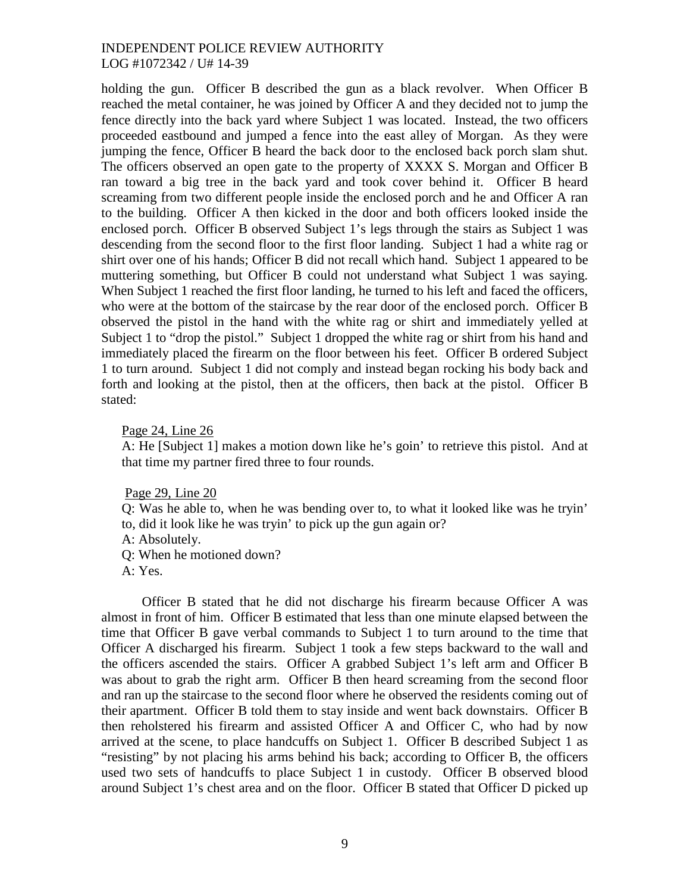holding the gun. Officer B described the gun as a black revolver. When Officer B reached the metal container, he was joined by Officer A and they decided not to jump the fence directly into the back yard where Subject 1 was located. Instead, the two officers proceeded eastbound and jumped a fence into the east alley of Morgan. As they were jumping the fence, Officer B heard the back door to the enclosed back porch slam shut. The officers observed an open gate to the property of XXXX S. Morgan and Officer B ran toward a big tree in the back yard and took cover behind it. Officer B heard screaming from two different people inside the enclosed porch and he and Officer A ran to the building. Officer A then kicked in the door and both officers looked inside the enclosed porch. Officer B observed Subject 1's legs through the stairs as Subject 1 was descending from the second floor to the first floor landing. Subject 1 had a white rag or shirt over one of his hands; Officer B did not recall which hand. Subject 1 appeared to be muttering something, but Officer B could not understand what Subject 1 was saying. When Subject 1 reached the first floor landing, he turned to his left and faced the officers, who were at the bottom of the staircase by the rear door of the enclosed porch. Officer B observed the pistol in the hand with the white rag or shirt and immediately yelled at Subject 1 to "drop the pistol." Subject 1 dropped the white rag or shirt from his hand and immediately placed the firearm on the floor between his feet. Officer B ordered Subject 1 to turn around. Subject 1 did not comply and instead began rocking his body back and forth and looking at the pistol, then at the officers, then back at the pistol. Officer B stated:

> <u>Page 24, Line 26</u>
> A: He [Subject 1] makes a motion down like he's goin' to retrieve this pistol. And at that time my partner fired three to four rounds.
>
> <u>Page 29, Line 20</u>
> Q: Was he able to, when he was bending over to, to what it looked like was he tryin' to, did it look like he was tryin' to pick up the gun again or?
> A: Absolutely.
> Q: When he motioned down?
> A: Yes.

Officer B stated that he did not discharge his firearm because Officer A was almost in front of him. Officer B estimated that less than one minute elapsed between the time that Officer B gave verbal commands to Subject 1 to turn around to the time that Officer A discharged his firearm. Subject 1 took a few steps backward to the wall and the officers ascended the stairs. Officer A grabbed Subject 1's left arm and Officer B was about to grab the right arm. Officer B then heard screaming from the second floor and ran up the staircase to the second floor where he observed the residents coming out of their apartment. Officer B told them to stay inside and went back downstairs. Officer B then reholstered his firearm and assisted Officer A and Officer C, who had by now arrived at the scene, to place handcuffs on Subject 1. Officer B described Subject 1 as "resisting" by not placing his arms behind his back; according to Officer B, the officers used two sets of handcuffs to place Subject 1 in custody. Officer B observed blood around Subject 1's chest area and on the floor. Officer B stated that Officer D picked up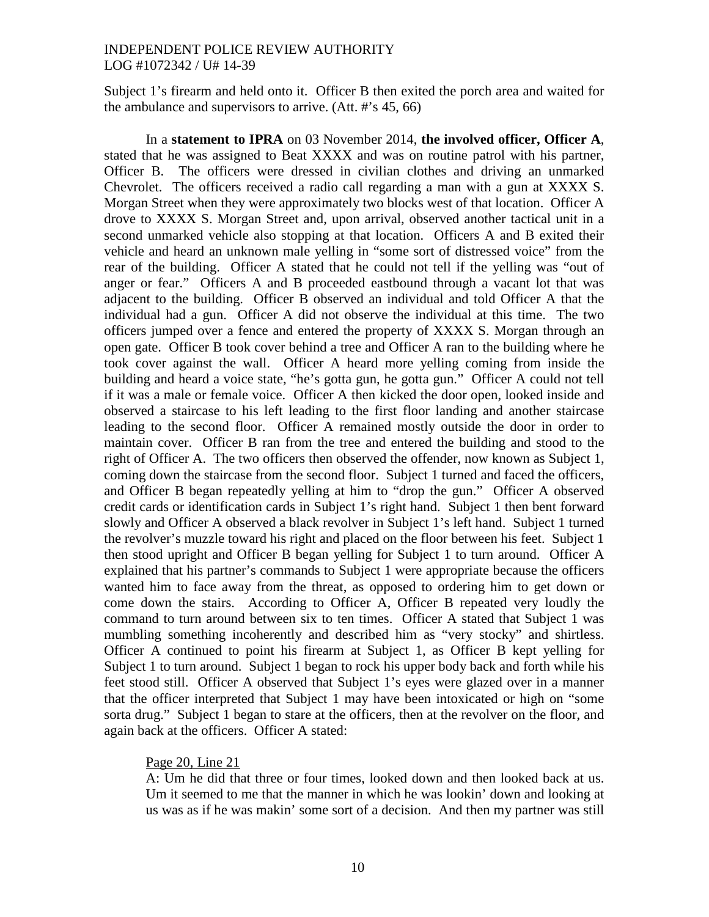Subject 1's firearm and held onto it. Officer B then exited the porch area and waited for the ambulance and supervisors to arrive. (Att. #'s 45, 66)

In a **statement to IPRA** on 03 November 2014, **the involved officer, Officer A**, stated that he was assigned to Beat XXXX and was on routine patrol with his partner, Officer B. The officers were dressed in civilian clothes and driving an unmarked Chevrolet. The officers received a radio call regarding a man with a gun at XXXX S. Morgan Street when they were approximately two blocks west of that location. Officer A drove to XXXX S. Morgan Street and, upon arrival, observed another tactical unit in a second unmarked vehicle also stopping at that location. Officers A and B exited their vehicle and heard an unknown male yelling in "some sort of distressed voice" from the rear of the building. Officer A stated that he could not tell if the yelling was "out of anger or fear." Officers A and B proceeded eastbound through a vacant lot that was adjacent to the building. Officer B observed an individual and told Officer A that the individual had a gun. Officer A did not observe the individual at this time. The two officers jumped over a fence and entered the property of XXXX S. Morgan through an open gate. Officer B took cover behind a tree and Officer A ran to the building where he took cover against the wall. Officer A heard more yelling coming from inside the building and heard a voice state, "he's gotta gun, he gotta gun." Officer A could not tell if it was a male or female voice. Officer A then kicked the door open, looked inside and observed a staircase to his left leading to the first floor landing and another staircase leading to the second floor. Officer A remained mostly outside the door in order to maintain cover. Officer B ran from the tree and entered the building and stood to the right of Officer A. The two officers then observed the offender, now known as Subject 1, coming down the staircase from the second floor. Subject 1 turned and faced the officers, and Officer B began repeatedly yelling at him to "drop the gun." Officer A observed credit cards or identification cards in Subject 1's right hand. Subject 1 then bent forward slowly and Officer A observed a black revolver in Subject 1's left hand. Subject 1 turned the revolver's muzzle toward his right and placed on the floor between his feet. Subject 1 then stood upright and Officer B began yelling for Subject 1 to turn around. Officer A explained that his partner's commands to Subject 1 were appropriate because the officers wanted him to face away from the threat, as opposed to ordering him to get down or come down the stairs. According to Officer A, Officer B repeated very loudly the command to turn around between six to ten times. Officer A stated that Subject 1 was mumbling something incoherently and described him as "very stocky" and shirtless. Officer A continued to point his firearm at Subject 1, as Officer B kept yelling for Subject 1 to turn around. Subject 1 began to rock his upper body back and forth while his feet stood still. Officer A observed that Subject 1's eyes were glazed over in a manner that the officer interpreted that Subject 1 may have been intoxicated or high on "some sorta drug." Subject 1 began to stare at the officers, then at the revolver on the floor, and again back at the officers. Officer A stated:

> Page 20, Line 21
>
> A: Um he did that three or four times, looked down and then looked back at us. Um it seemed to me that the manner in which he was lookin' down and looking at us was as if he was makin' some sort of a decision. And then my partner was still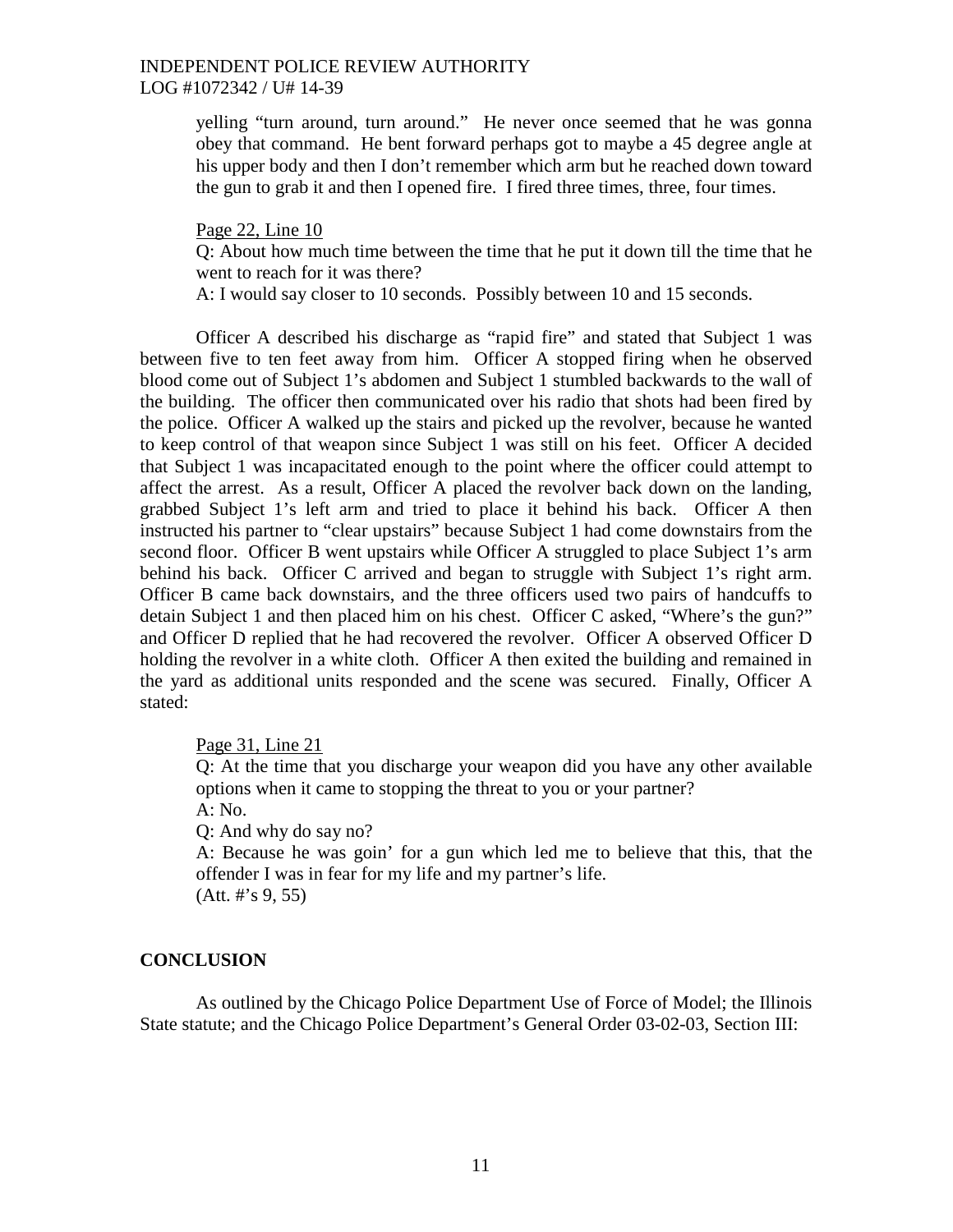yelling "turn around, turn around." He never once seemed that he was gonna obey that command. He bent forward perhaps got to maybe a 45 degree angle at his upper body and then I don't remember which arm but he reached down toward the gun to grab it and then I opened fire. I fired three times, three, four times.

Page 22, Line 10

Q: About how much time between the time that he put it down till the time that he went to reach for it was there?

A: I would say closer to 10 seconds. Possibly between 10 and 15 seconds.

Officer A described his discharge as "rapid fire" and stated that Subject 1 was between five to ten feet away from him. Officer A stopped firing when he observed blood come out of Subject 1's abdomen and Subject 1 stumbled backwards to the wall of the building. The officer then communicated over his radio that shots had been fired by the police. Officer A walked up the stairs and picked up the revolver, because he wanted to keep control of that weapon since Subject 1 was still on his feet. Officer A decided that Subject 1 was incapacitated enough to the point where the officer could attempt to affect the arrest. As a result, Officer A placed the revolver back down on the landing, grabbed Subject 1's left arm and tried to place it behind his back. Officer A then instructed his partner to "clear upstairs" because Subject 1 had come downstairs from the second floor. Officer B went upstairs while Officer A struggled to place Subject 1's arm behind his back. Officer C arrived and began to struggle with Subject 1's right arm. Officer B came back downstairs, and the three officers used two pairs of handcuffs to detain Subject 1 and then placed him on his chest. Officer C asked, "Where's the gun?" and Officer D replied that he had recovered the revolver. Officer A observed Officer D holding the revolver in a white cloth. Officer A then exited the building and remained in the yard as additional units responded and the scene was secured. Finally, Officer A stated:

Page 31, Line 21

Q: At the time that you discharge your weapon did you have any other available options when it came to stopping the threat to you or your partner?

A: No.

Q: And why do say no?

A: Because he was goin' for a gun which led me to believe that this, that the offender I was in fear for my life and my partner's life.

(Att. #'s 9, 55)

## CONCLUSION

As outlined by the Chicago Police Department Use of Force of Model; the Illinois State statute; and the Chicago Police Department's General Order 03-02-03, Section III: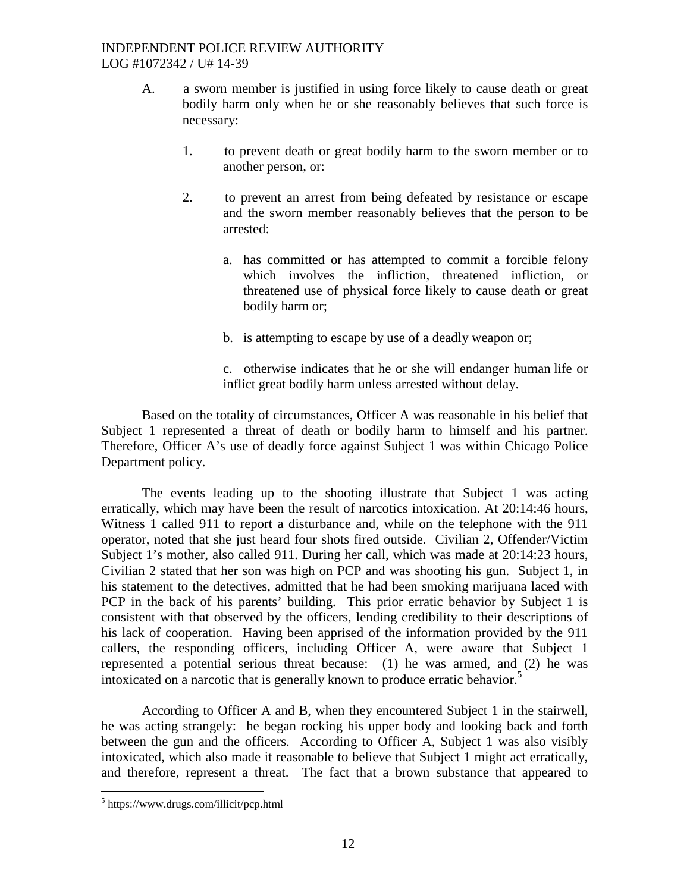A. a sworn member is justified in using force likely to cause death or great bodily harm only when he or she reasonably believes that such force is necessary:

   1. to prevent death or great bodily harm to the sworn member or to another person, or:

   2. to prevent an arrest from being defeated by resistance or escape and the sworn member reasonably believes that the person to be arrested:

      a. has committed or has attempted to commit a forcible felony which involves the infliction, threatened infliction, or threatened use of physical force likely to cause death or great bodily harm or;

      b. is attempting to escape by use of a deadly weapon or;

      c. otherwise indicates that he or she will endanger human life or inflict great bodily harm unless arrested without delay.

Based on the totality of circumstances, Officer A was reasonable in his belief that Subject 1 represented a threat of death or bodily harm to himself and his partner. Therefore, Officer A's use of deadly force against Subject 1 was within Chicago Police Department policy.

The events leading up to the shooting illustrate that Subject 1 was acting erratically, which may have been the result of narcotics intoxication. At 20:14:46 hours, Witness 1 called 911 to report a disturbance and, while on the telephone with the 911 operator, noted that she just heard four shots fired outside. Civilian 2, Offender/Victim Subject 1's mother, also called 911. During her call, which was made at 20:14:23 hours, Civilian 2 stated that her son was high on PCP and was shooting his gun. Subject 1, in his statement to the detectives, admitted that he had been smoking marijuana laced with PCP in the back of his parents' building. This prior erratic behavior by Subject 1 is consistent with that observed by the officers, lending credibility to their descriptions of his lack of cooperation. Having been apprised of the information provided by the 911 callers, the responding officers, including Officer A, were aware that Subject 1 represented a potential serious threat because: (1) he was armed, and (2) he was intoxicated on a narcotic that is generally known to produce erratic behavior.[5]

According to Officer A and B, when they encountered Subject 1 in the stairwell, he was acting strangely: he began rocking his upper body and looking back and forth between the gun and the officers. According to Officer A, Subject 1 was also visibly intoxicated, which also made it reasonable to believe that Subject 1 might act erratically, and therefore, represent a threat. The fact that a brown substance that appeared to

---

[5] https://www.drugs.com/illicit/pcp.html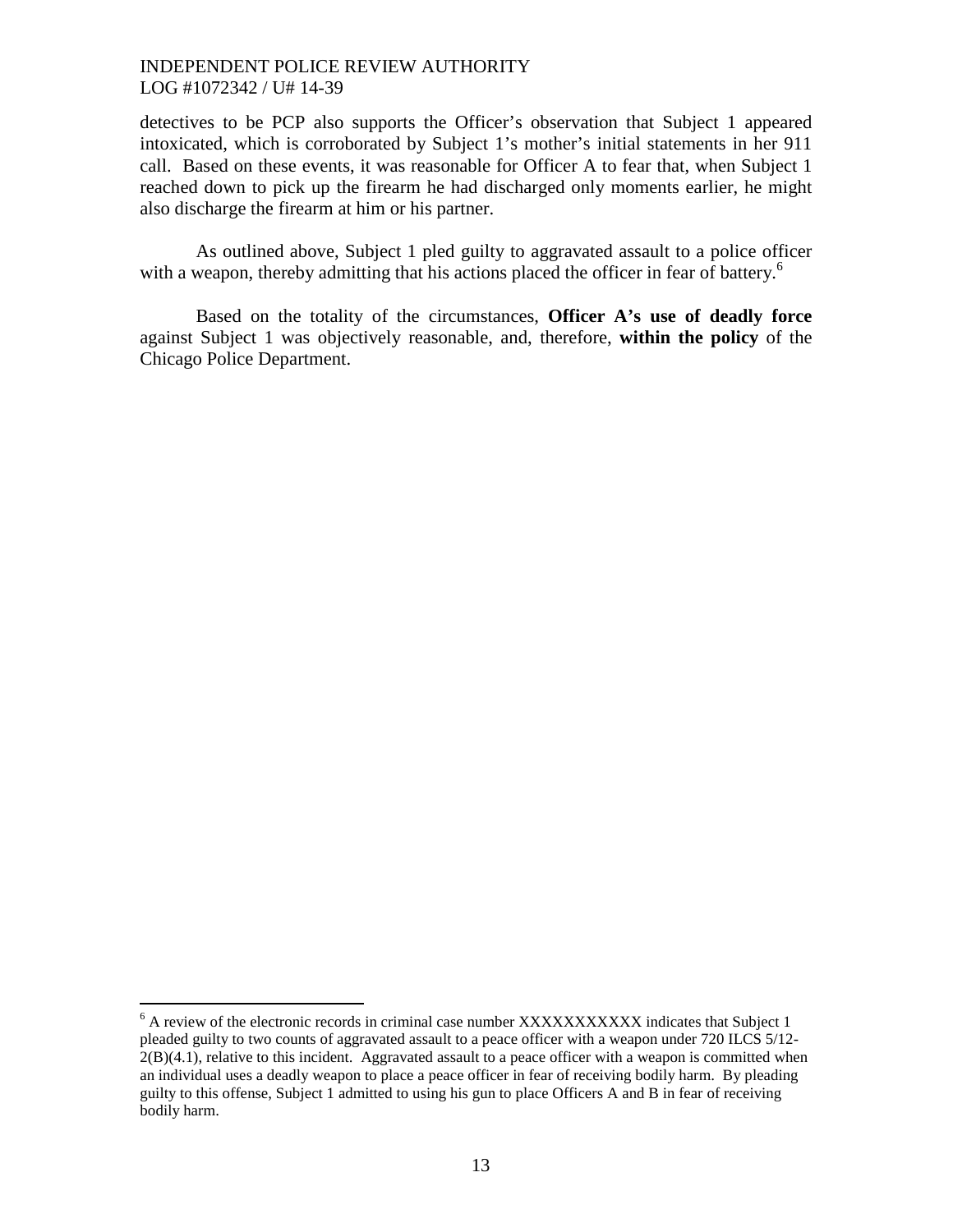detectives to be PCP also supports the Officer's observation that Subject 1 appeared intoxicated, which is corroborated by Subject 1's mother's initial statements in her 911 call. Based on these events, it was reasonable for Officer A to fear that, when Subject 1 reached down to pick up the firearm he had discharged only moments earlier, he might also discharge the firearm at him or his partner.

As outlined above, Subject 1 pled guilty to aggravated assault to a police officer with a weapon, thereby admitting that his actions placed the officer in fear of battery.[6]

Based on the totality of the circumstances, **Officer A's use of deadly force** against Subject 1 was objectively reasonable, and, therefore, **within the policy** of the Chicago Police Department.

[6] A review of the electronic records in criminal case number XXXXXXXXXXX indicates that Subject 1 pleaded guilty to two counts of aggravated assault to a peace officer with a weapon under 720 ILCS 5/12-2(B)(4.1), relative to this incident. Aggravated assault to a peace officer with a weapon is committed when an individual uses a deadly weapon to place a peace officer in fear of receiving bodily harm. By pleading guilty to this offense, Subject 1 admitted to using his gun to place Officers A and B in fear of receiving bodily harm.